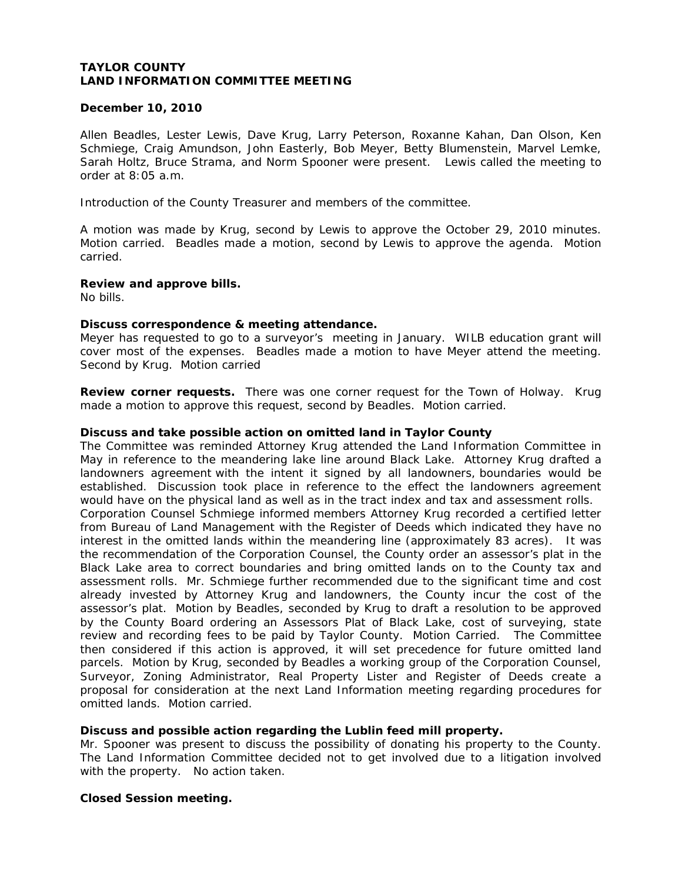**TAYLOR COUNTY**
**LAND INFORMATION COMMITTEE MEETING**

**December 10, 2010**

Allen Beadles, Lester Lewis, Dave Krug, Larry Peterson, Roxanne Kahan, Dan Olson, Ken Schmiege, Craig Amundson, John Easterly, Bob Meyer, Betty Blumenstein, Marvel Lemke, Sarah Holtz, Bruce Strama, and Norm Spooner were present. Lewis called the meeting to order at 8:05 a.m.

Introduction of the County Treasurer and members of the committee.

A motion was made by Krug, second by Lewis to approve the October 29, 2010 minutes. Motion carried. Beadles made a motion, second by Lewis to approve the agenda. Motion carried.

**Review and approve bills.**
No bills.

**Discuss correspondence & meeting attendance.**
Meyer has requested to go to a surveyor's meeting in January. WILB education grant will cover most of the expenses. Beadles made a motion to have Meyer attend the meeting. Second by Krug. Motion carried

**Review corner requests.** There was one corner request for the Town of Holway. Krug made a motion to approve this request, second by Beadles. Motion carried.

**Discuss and take possible action on omitted land in Taylor County**
The Committee was reminded Attorney Krug attended the Land Information Committee in May in reference to the meandering lake line around Black Lake. Attorney Krug drafted a landowners agreement with the intent it signed by all landowners, boundaries would be established. Discussion took place in reference to the effect the landowners agreement would have on the physical land as well as in the tract index and tax and assessment rolls. Corporation Counsel Schmiege informed members Attorney Krug recorded a certified letter from Bureau of Land Management with the Register of Deeds which indicated they have no interest in the omitted lands within the meandering line (approximately 83 acres). It was the recommendation of the Corporation Counsel, the County order an assessor's plat in the Black Lake area to correct boundaries and bring omitted lands on to the County tax and assessment rolls. Mr. Schmiege further recommended due to the significant time and cost already invested by Attorney Krug and landowners, the County incur the cost of the assessor's plat. Motion by Beadles, seconded by Krug to draft a resolution to be approved by the County Board ordering an Assessors Plat of Black Lake, cost of surveying, state review and recording fees to be paid by Taylor County. Motion Carried. The Committee then considered if this action is approved, it will set precedence for future omitted land parcels. Motion by Krug, seconded by Beadles a working group of the Corporation Counsel, Surveyor, Zoning Administrator, Real Property Lister and Register of Deeds create a proposal for consideration at the next Land Information meeting regarding procedures for omitted lands. Motion carried.

**Discuss and possible action regarding the Lublin feed mill property.**
Mr. Spooner was present to discuss the possibility of donating his property to the County. The Land Information Committee decided not to get involved due to a litigation involved with the property. No action taken.

**Closed Session meeting.**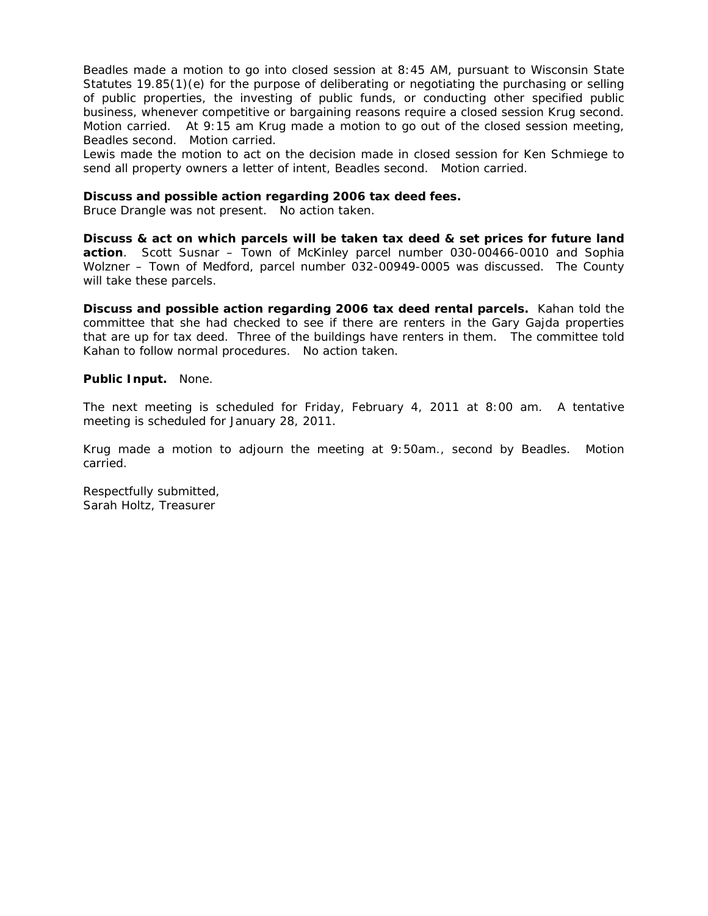Beadles made a motion to go into closed session at 8:45 AM, pursuant to Wisconsin State Statutes 19.85(1)(e) for the purpose of deliberating or negotiating the purchasing or selling of public properties, the investing of public funds, or conducting other specified public business, whenever competitive or bargaining reasons require a closed session Krug second. Motion carried. At 9:15 am Krug made a motion to go out of the closed session meeting, Beadles second. Motion carried.
Lewis made the motion to act on the decision made in closed session for Ken Schmiege to send all property owners a letter of intent, Beadles second. Motion carried.

**Discuss and possible action regarding 2006 tax deed fees.**
Bruce Drangle was not present. No action taken.

**Discuss & act on which parcels will be taken tax deed & set prices for future land action**. Scott Susnar – Town of McKinley parcel number 030-00466-0010 and Sophia Wolzner – Town of Medford, parcel number 032-00949-0005 was discussed. The County will take these parcels.

**Discuss and possible action regarding 2006 tax deed rental parcels.** Kahan told the committee that she had checked to see if there are renters in the Gary Gajda properties that are up for tax deed. Three of the buildings have renters in them. The committee told Kahan to follow normal procedures. No action taken.

**Public Input.** None.

The next meeting is scheduled for Friday, February 4, 2011 at 8:00 am. A tentative meeting is scheduled for January 28, 2011.

Krug made a motion to adjourn the meeting at 9:50am., second by Beadles. Motion carried.

Respectfully submitted,
Sarah Holtz, Treasurer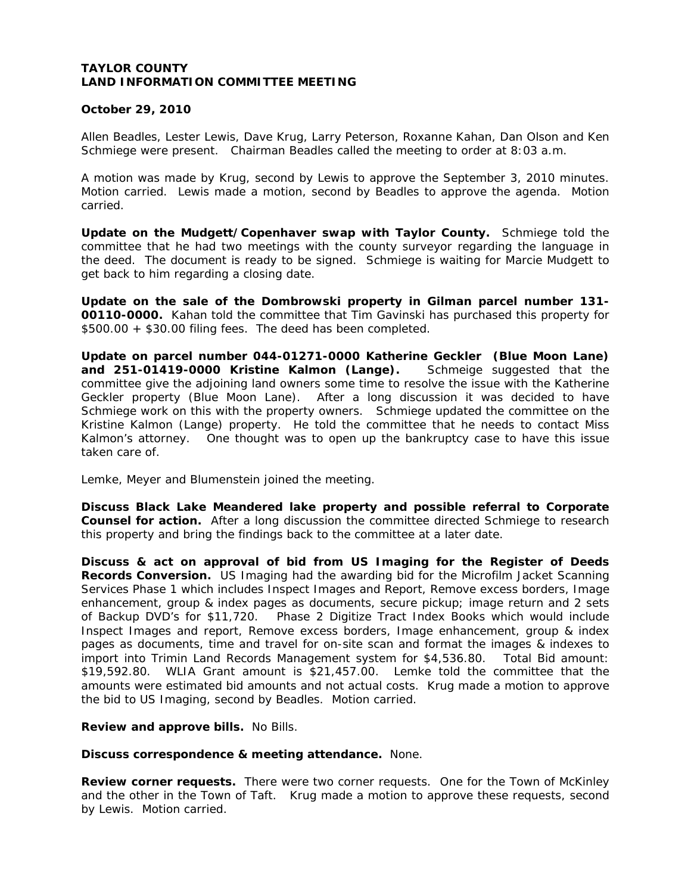**TAYLOR COUNTY**
**LAND INFORMATION COMMITTEE MEETING**

**October 29, 2010**

Allen Beadles, Lester Lewis, Dave Krug, Larry Peterson, Roxanne Kahan, Dan Olson and Ken Schmiege were present. Chairman Beadles called the meeting to order at 8:03 a.m.

A motion was made by Krug, second by Lewis to approve the September 3, 2010 minutes. Motion carried. Lewis made a motion, second by Beadles to approve the agenda. Motion carried.

**Update on the Mudgett/Copenhaver swap with Taylor County.** Schmiege told the committee that he had two meetings with the county surveyor regarding the language in the deed. The document is ready to be signed. Schmiege is waiting for Marcie Mudgett to get back to him regarding a closing date.

**Update on the sale of the Dombrowski property in Gilman parcel number 131-00110-0000.** Kahan told the committee that Tim Gavinski has purchased this property for $500.00 + $30.00 filing fees. The deed has been completed.

**Update on parcel number 044-01271-0000 Katherine Geckler (Blue Moon Lane) and 251-01419-0000 Kristine Kalmon (Lange).** Schmeige suggested that the committee give the adjoining land owners some time to resolve the issue with the Katherine Geckler property (Blue Moon Lane). After a long discussion it was decided to have Schmiege work on this with the property owners. Schmiege updated the committee on the Kristine Kalmon (Lange) property. He told the committee that he needs to contact Miss Kalmon's attorney. One thought was to open up the bankruptcy case to have this issue taken care of.

Lemke, Meyer and Blumenstein joined the meeting.

**Discuss Black Lake Meandered lake property and possible referral to Corporate Counsel for action.** After a long discussion the committee directed Schmiege to research this property and bring the findings back to the committee at a later date.

**Discuss & act on approval of bid from US Imaging for the Register of Deeds Records Conversion.** US Imaging had the awarding bid for the Microfilm Jacket Scanning Services Phase 1 which includes Inspect Images and Report, Remove excess borders, Image enhancement, group & index pages as documents, secure pickup; image return and 2 sets of Backup DVD's for $11,720. Phase 2 Digitize Tract Index Books which would include Inspect Images and report, Remove excess borders, Image enhancement, group & index pages as documents, time and travel for on-site scan and format the images & indexes to import into Trimin Land Records Management system for $4,536.80. Total Bid amount: $19,592.80. WLIA Grant amount is $21,457.00. Lemke told the committee that the amounts were estimated bid amounts and not actual costs. Krug made a motion to approve the bid to US Imaging, second by Beadles. Motion carried.

**Review and approve bills.** No Bills.

**Discuss correspondence & meeting attendance.** None.

**Review corner requests.** There were two corner requests. One for the Town of McKinley and the other in the Town of Taft. Krug made a motion to approve these requests, second by Lewis. Motion carried.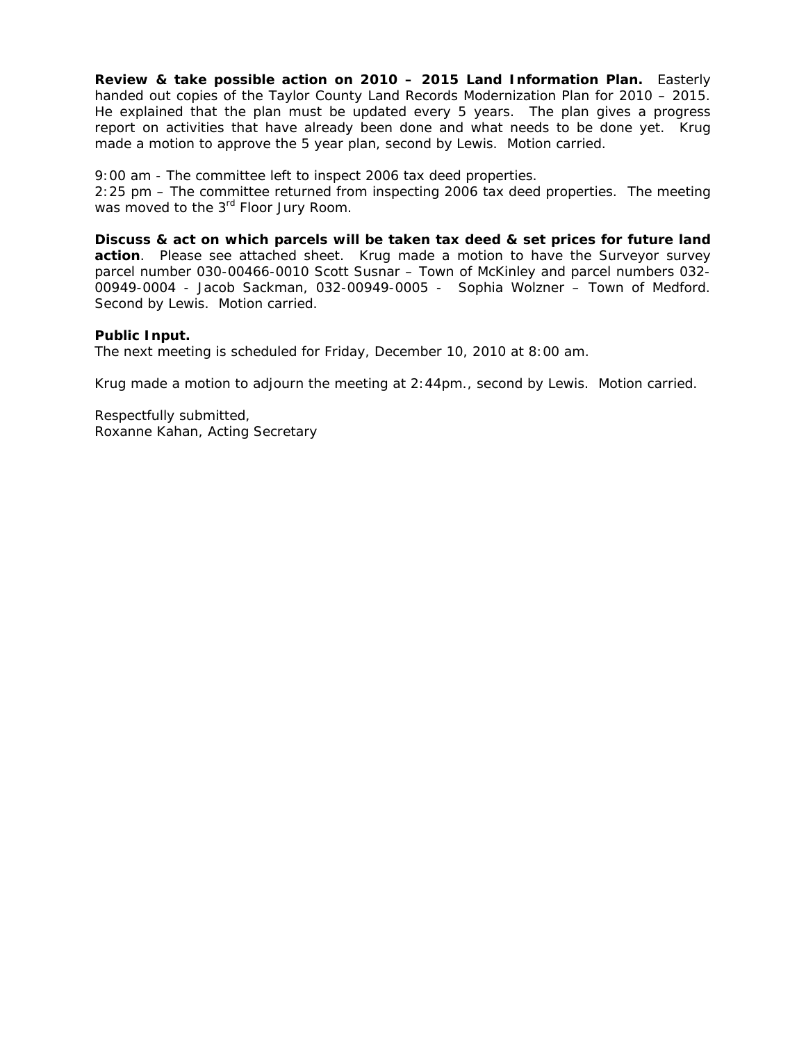**Review & take possible action on 2010 – 2015 Land Information Plan.** Easterly handed out copies of the Taylor County Land Records Modernization Plan for 2010 – 2015. He explained that the plan must be updated every 5 years. The plan gives a progress report on activities that have already been done and what needs to be done yet. Krug made a motion to approve the 5 year plan, second by Lewis. Motion carried.

9:00 am - The committee left to inspect 2006 tax deed properties.
2:25 pm – The committee returned from inspecting 2006 tax deed properties. The meeting was moved to the 3rd Floor Jury Room.

**Discuss & act on which parcels will be taken tax deed & set prices for future land action**. Please see attached sheet. Krug made a motion to have the Surveyor survey parcel number 030-00466-0010 Scott Susnar – Town of McKinley and parcel numbers 032-00949-0004 - Jacob Sackman, 032-00949-0005 - Sophia Wolzner – Town of Medford. Second by Lewis. Motion carried.

**Public Input.**
The next meeting is scheduled for Friday, December 10, 2010 at 8:00 am.

Krug made a motion to adjourn the meeting at 2:44pm., second by Lewis. Motion carried.

Respectfully submitted,
Roxanne Kahan, Acting Secretary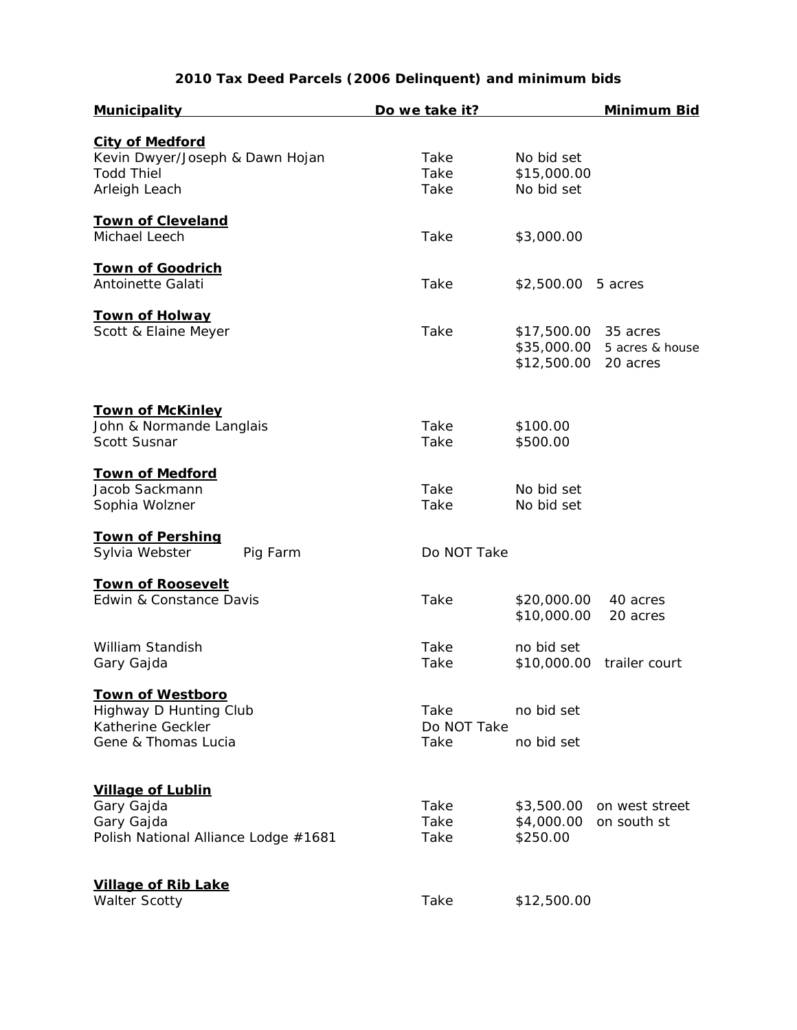# 2010 Tax Deed Parcels (2006 Delinquent) and minimum bids

| Municipality | Do we take it? | Minimum Bid | |
|---|---|---|---|
| **City of Medford** | | | |
| Kevin Dwyer/Joseph & Dawn Hojan | Take | No bid set | |
| Todd Thiel | Take | $15,000.00 | |
| Arleigh Leach | Take | No bid set | |
| **Town of Cleveland** | | | |
| Michael Leech | Take | $3,000.00 | |
| **Town of Goodrich** | | | |
| Antoinette Galati | Take | $2,500.00 | 5 acres |
| **Town of Holway** | | | |
| Scott & Elaine Meyer | Take | $17,500.00 | 35 acres |
| | | $35,000.00 | 5 acres & house |
| | | $12,500.00 | 20 acres |
| **Town of McKinley** | | | |
| John & Normande Langlais | Take | $100.00 | |
| Scott Susnar | Take | $500.00 | |
| **Town of Medford** | | | |
| Jacob Sackmann | Take | No bid set | |
| Sophia Wolzner | Take | No bid set | |
| **Town of Pershing** | | | |
| Sylvia Webster Pig Farm | Do NOT Take | | |
| **Town of Roosevelt** | | | |
| Edwin & Constance Davis | Take | $20,000.00 | 40 acres |
| | | $10,000.00 | 20 acres |
| William Standish | Take | no bid set | |
| Gary Gajda | Take | $10,000.00 | trailer court |
| **Town of Westboro** | | | |
| Highway D Hunting Club | Take | no bid set | |
| Katherine Geckler | Do NOT Take | | |
| Gene & Thomas Lucia | Take | no bid set | |
| **Village of Lublin** | | | |
| Gary Gajda | Take | $3,500.00 | on west street |
| Gary Gajda | Take | $4,000.00 | on south st |
| Polish National Alliance Lodge #1681 | Take | $250.00 | |
| **Village of Rib Lake** | | | |
| Walter Scotty | Take | $12,500.00 | |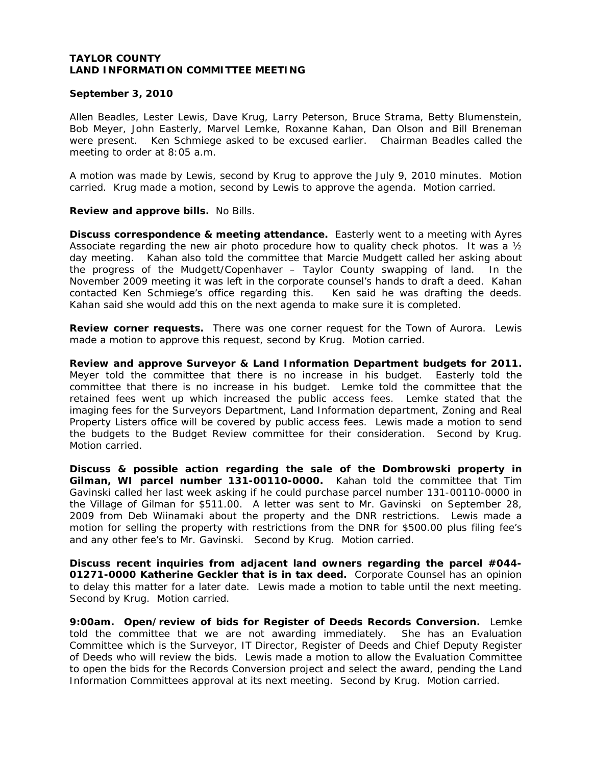**TAYLOR COUNTY**
**LAND INFORMATION COMMITTEE MEETING**

**September 3, 2010**

Allen Beadles, Lester Lewis, Dave Krug, Larry Peterson, Bruce Strama, Betty Blumenstein, Bob Meyer, John Easterly, Marvel Lemke, Roxanne Kahan, Dan Olson and Bill Breneman were present. Ken Schmiege asked to be excused earlier. Chairman Beadles called the meeting to order at 8:05 a.m.

A motion was made by Lewis, second by Krug to approve the July 9, 2010 minutes. Motion carried. Krug made a motion, second by Lewis to approve the agenda. Motion carried.

**Review and approve bills.** No Bills.

**Discuss correspondence & meeting attendance.** Easterly went to a meeting with Ayres Associate regarding the new air photo procedure how to quality check photos. It was a ½ day meeting. Kahan also told the committee that Marcie Mudgett called her asking about the progress of the Mudgett/Copenhaver – Taylor County swapping of land. In the November 2009 meeting it was left in the corporate counsel's hands to draft a deed. Kahan contacted Ken Schmiege's office regarding this. Ken said he was drafting the deeds. Kahan said she would add this on the next agenda to make sure it is completed.

**Review corner requests.** There was one corner request for the Town of Aurora. Lewis made a motion to approve this request, second by Krug. Motion carried.

**Review and approve Surveyor & Land Information Department budgets for 2011.** Meyer told the committee that there is no increase in his budget. Easterly told the committee that there is no increase in his budget. Lemke told the committee that the retained fees went up which increased the public access fees. Lemke stated that the imaging fees for the Surveyors Department, Land Information department, Zoning and Real Property Listers office will be covered by public access fees. Lewis made a motion to send the budgets to the Budget Review committee for their consideration. Second by Krug. Motion carried.

**Discuss & possible action regarding the sale of the Dombrowski property in Gilman, WI parcel number 131-00110-0000.** Kahan told the committee that Tim Gavinski called her last week asking if he could purchase parcel number 131-00110-0000 in the Village of Gilman for $511.00. A letter was sent to Mr. Gavinski on September 28, 2009 from Deb Wiinamaki about the property and the DNR restrictions. Lewis made a motion for selling the property with restrictions from the DNR for $500.00 plus filing fee's and any other fee's to Mr. Gavinski. Second by Krug. Motion carried.

**Discuss recent inquiries from adjacent land owners regarding the parcel #044-01271-0000 Katherine Geckler that is in tax deed.** Corporate Counsel has an opinion to delay this matter for a later date. Lewis made a motion to table until the next meeting. Second by Krug. Motion carried.

**9:00am. Open/review of bids for Register of Deeds Records Conversion.** Lemke told the committee that we are not awarding immediately. She has an Evaluation Committee which is the Surveyor, IT Director, Register of Deeds and Chief Deputy Register of Deeds who will review the bids. Lewis made a motion to allow the Evaluation Committee to open the bids for the Records Conversion project and select the award, pending the Land Information Committees approval at its next meeting. Second by Krug. Motion carried.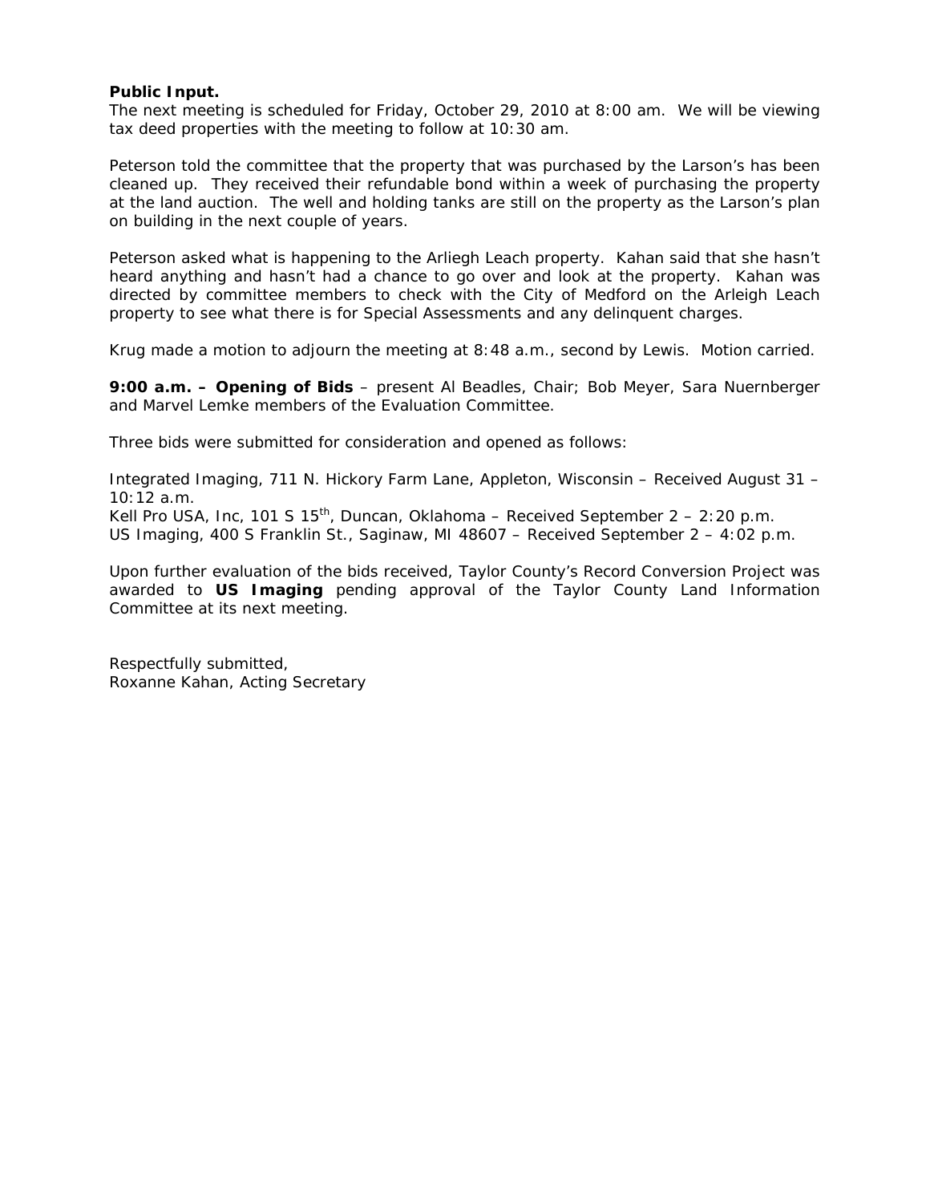**Public Input.**
The next meeting is scheduled for Friday, October 29, 2010 at 8:00 am. We will be viewing tax deed properties with the meeting to follow at 10:30 am.

Peterson told the committee that the property that was purchased by the Larson's has been cleaned up. They received their refundable bond within a week of purchasing the property at the land auction. The well and holding tanks are still on the property as the Larson's plan on building in the next couple of years.

Peterson asked what is happening to the Arliegh Leach property. Kahan said that she hasn't heard anything and hasn't had a chance to go over and look at the property. Kahan was directed by committee members to check with the City of Medford on the Arleigh Leach property to see what there is for Special Assessments and any delinquent charges.

Krug made a motion to adjourn the meeting at 8:48 a.m., second by Lewis. Motion carried.

**9:00 a.m. – Opening of Bids** – present Al Beadles, Chair; Bob Meyer, Sara Nuernberger and Marvel Lemke members of the Evaluation Committee.

Three bids were submitted for consideration and opened as follows:

Integrated Imaging, 711 N. Hickory Farm Lane, Appleton, Wisconsin – Received August 31 – 10:12 a.m.
Kell Pro USA, Inc, 101 S 15th, Duncan, Oklahoma – Received September 2 – 2:20 p.m.
US Imaging, 400 S Franklin St., Saginaw, MI 48607 – Received September 2 – 4:02 p.m.

Upon further evaluation of the bids received, Taylor County's Record Conversion Project was awarded to **US Imaging** pending approval of the Taylor County Land Information Committee at its next meeting.

Respectfully submitted,
Roxanne Kahan, Acting Secretary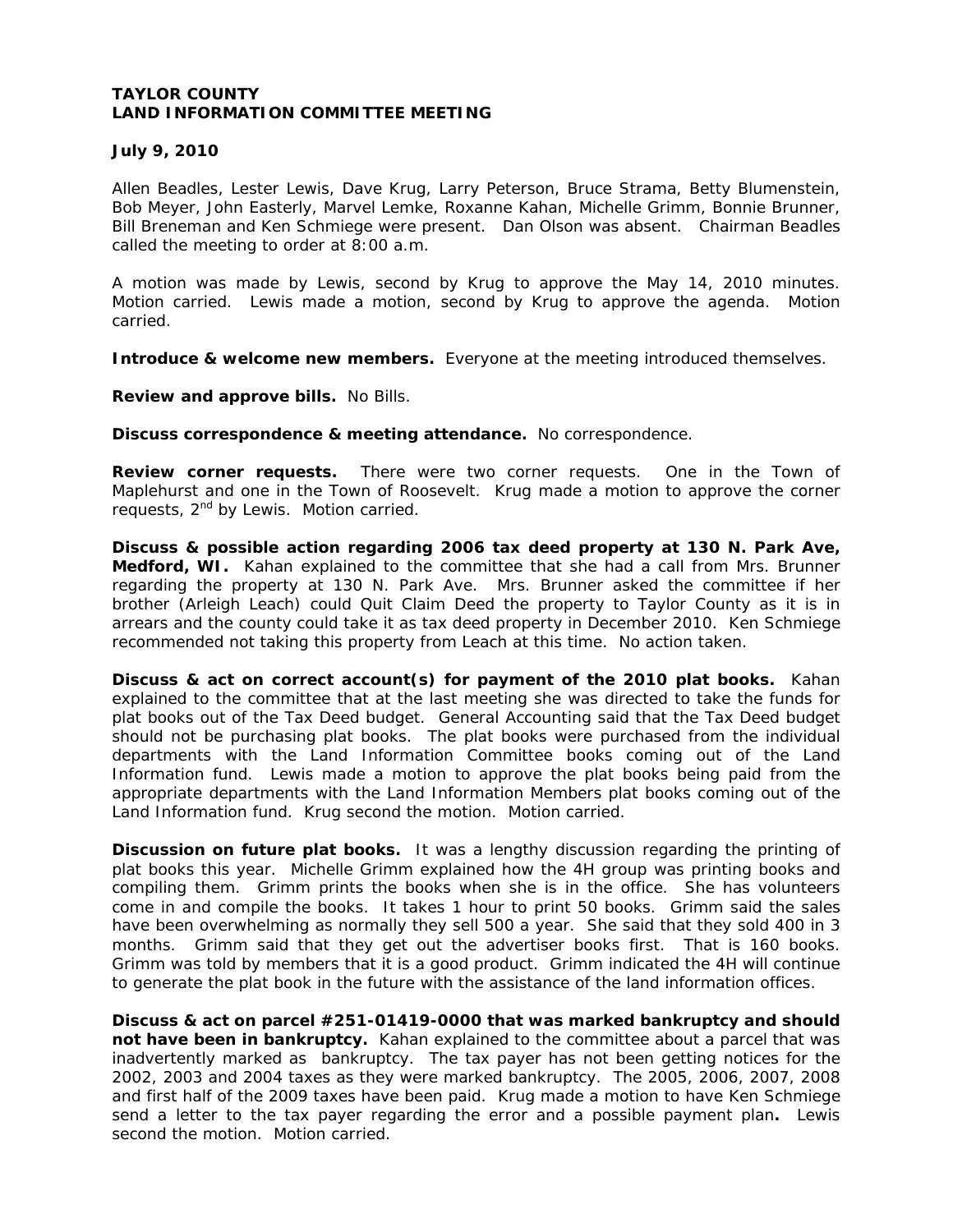**TAYLOR COUNTY**
**LAND INFORMATION COMMITTEE MEETING**

**July 9, 2010**

Allen Beadles, Lester Lewis, Dave Krug, Larry Peterson, Bruce Strama, Betty Blumenstein, Bob Meyer, John Easterly, Marvel Lemke, Roxanne Kahan, Michelle Grimm, Bonnie Brunner, Bill Breneman and Ken Schmiege were present. Dan Olson was absent. Chairman Beadles called the meeting to order at 8:00 a.m.

A motion was made by Lewis, second by Krug to approve the May 14, 2010 minutes. Motion carried. Lewis made a motion, second by Krug to approve the agenda. Motion carried.

**Introduce & welcome new members.** Everyone at the meeting introduced themselves.

**Review and approve bills.** No Bills.

**Discuss correspondence & meeting attendance.** No correspondence.

**Review corner requests.** There were two corner requests. One in the Town of Maplehurst and one in the Town of Roosevelt. Krug made a motion to approve the corner requests, 2nd by Lewis. Motion carried.

**Discuss & possible action regarding 2006 tax deed property at 130 N. Park Ave, Medford, WI.** Kahan explained to the committee that she had a call from Mrs. Brunner regarding the property at 130 N. Park Ave. Mrs. Brunner asked the committee if her brother (Arleigh Leach) could Quit Claim Deed the property to Taylor County as it is in arrears and the county could take it as tax deed property in December 2010. Ken Schmiege recommended not taking this property from Leach at this time. No action taken.

**Discuss & act on correct account(s) for payment of the 2010 plat books.** Kahan explained to the committee that at the last meeting she was directed to take the funds for plat books out of the Tax Deed budget. General Accounting said that the Tax Deed budget should not be purchasing plat books. The plat books were purchased from the individual departments with the Land Information Committee books coming out of the Land Information fund. Lewis made a motion to approve the plat books being paid from the appropriate departments with the Land Information Members plat books coming out of the Land Information fund. Krug second the motion. Motion carried.

**Discussion on future plat books.** It was a lengthy discussion regarding the printing of plat books this year. Michelle Grimm explained how the 4H group was printing books and compiling them. Grimm prints the books when she is in the office. She has volunteers come in and compile the books. It takes 1 hour to print 50 books. Grimm said the sales have been overwhelming as normally they sell 500 a year. She said that they sold 400 in 3 months. Grimm said that they get out the advertiser books first. That is 160 books. Grimm was told by members that it is a good product. Grimm indicated the 4H will continue to generate the plat book in the future with the assistance of the land information offices.

**Discuss & act on parcel #251-01419-0000 that was marked bankruptcy and should not have been in bankruptcy.** Kahan explained to the committee about a parcel that was inadvertently marked as bankruptcy. The tax payer has not been getting notices for the 2002, 2003 and 2004 taxes as they were marked bankruptcy. The 2005, 2006, 2007, 2008 and first half of the 2009 taxes have been paid. Krug made a motion to have Ken Schmiege send a letter to the tax payer regarding the error and a possible payment plan**.** Lewis second the motion. Motion carried.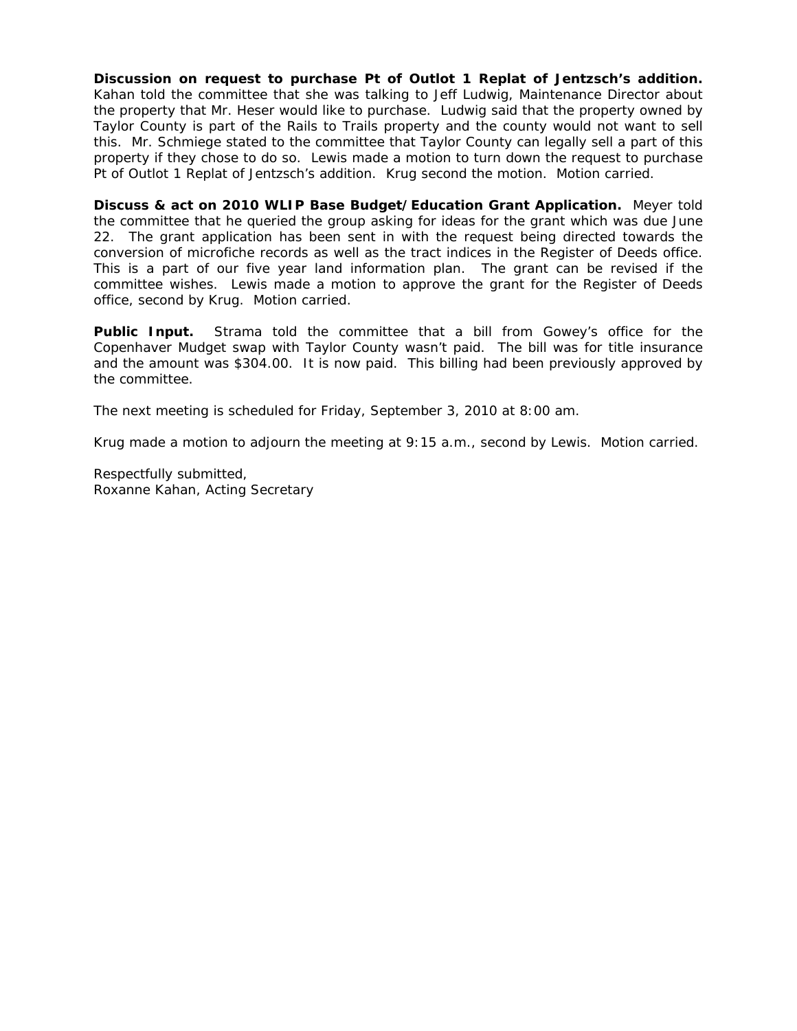**Discussion on request to purchase Pt of Outlot 1 Replat of Jentzsch's addition.** Kahan told the committee that she was talking to Jeff Ludwig, Maintenance Director about the property that Mr. Heser would like to purchase. Ludwig said that the property owned by Taylor County is part of the Rails to Trails property and the county would not want to sell this. Mr. Schmiege stated to the committee that Taylor County can legally sell a part of this property if they chose to do so. Lewis made a motion to turn down the request to purchase Pt of Outlot 1 Replat of Jentzsch's addition. Krug second the motion. Motion carried.

**Discuss & act on 2010 WLIP Base Budget/Education Grant Application.** Meyer told the committee that he queried the group asking for ideas for the grant which was due June 22. The grant application has been sent in with the request being directed towards the conversion of microfiche records as well as the tract indices in the Register of Deeds office. This is a part of our five year land information plan. The grant can be revised if the committee wishes. Lewis made a motion to approve the grant for the Register of Deeds office, second by Krug. Motion carried.

**Public Input.** Strama told the committee that a bill from Gowey's office for the Copenhaver Mudget swap with Taylor County wasn't paid. The bill was for title insurance and the amount was $304.00. It is now paid. This billing had been previously approved by the committee.

The next meeting is scheduled for Friday, September 3, 2010 at 8:00 am.

Krug made a motion to adjourn the meeting at 9:15 a.m., second by Lewis. Motion carried.

Respectfully submitted,
Roxanne Kahan, Acting Secretary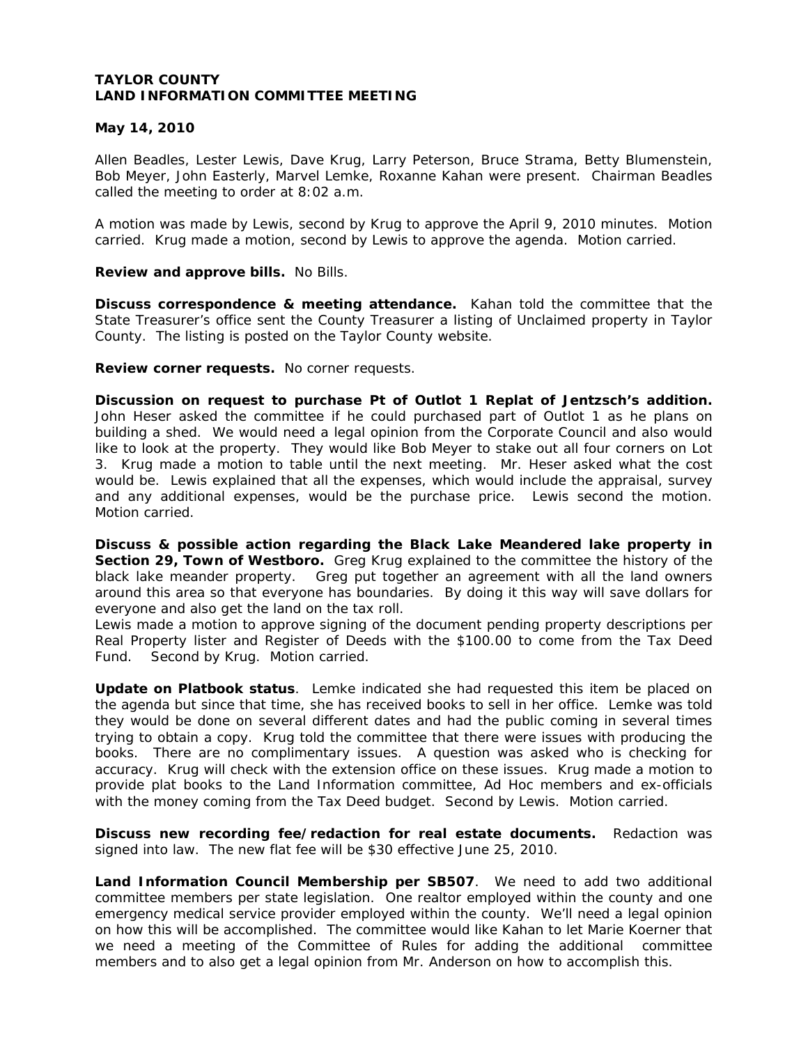**TAYLOR COUNTY**
**LAND INFORMATION COMMITTEE MEETING**

**May 14, 2010**

Allen Beadles, Lester Lewis, Dave Krug, Larry Peterson, Bruce Strama, Betty Blumenstein, Bob Meyer, John Easterly, Marvel Lemke, Roxanne Kahan were present. Chairman Beadles called the meeting to order at 8:02 a.m.

A motion was made by Lewis, second by Krug to approve the April 9, 2010 minutes. Motion carried. Krug made a motion, second by Lewis to approve the agenda. Motion carried.

**Review and approve bills.** No Bills.

**Discuss correspondence & meeting attendance.** Kahan told the committee that the State Treasurer's office sent the County Treasurer a listing of Unclaimed property in Taylor County. The listing is posted on the Taylor County website.

**Review corner requests.** No corner requests.

**Discussion on request to purchase Pt of Outlot 1 Replat of Jentzsch's addition.** John Heser asked the committee if he could purchased part of Outlot 1 as he plans on building a shed. We would need a legal opinion from the Corporate Council and also would like to look at the property. They would like Bob Meyer to stake out all four corners on Lot 3. Krug made a motion to table until the next meeting. Mr. Heser asked what the cost would be. Lewis explained that all the expenses, which would include the appraisal, survey and any additional expenses, would be the purchase price. Lewis second the motion. Motion carried.

**Discuss & possible action regarding the Black Lake Meandered lake property in Section 29, Town of Westboro.** Greg Krug explained to the committee the history of the black lake meander property. Greg put together an agreement with all the land owners around this area so that everyone has boundaries. By doing it this way will save dollars for everyone and also get the land on the tax roll.
Lewis made a motion to approve signing of the document pending property descriptions per Real Property lister and Register of Deeds with the $100.00 to come from the Tax Deed Fund. Second by Krug. Motion carried.

**Update on Platbook status**. Lemke indicated she had requested this item be placed on the agenda but since that time, she has received books to sell in her office. Lemke was told they would be done on several different dates and had the public coming in several times trying to obtain a copy. Krug told the committee that there were issues with producing the books. There are no complimentary issues. A question was asked who is checking for accuracy. Krug will check with the extension office on these issues. Krug made a motion to provide plat books to the Land Information committee, Ad Hoc members and ex-officials with the money coming from the Tax Deed budget. Second by Lewis. Motion carried.

**Discuss new recording fee/redaction for real estate documents.** Redaction was signed into law. The new flat fee will be $30 effective June 25, 2010.

**Land Information Council Membership per SB507**. We need to add two additional committee members per state legislation. One realtor employed within the county and one emergency medical service provider employed within the county. We'll need a legal opinion on how this will be accomplished. The committee would like Kahan to let Marie Koerner that we need a meeting of the Committee of Rules for adding the additional committee members and to also get a legal opinion from Mr. Anderson on how to accomplish this.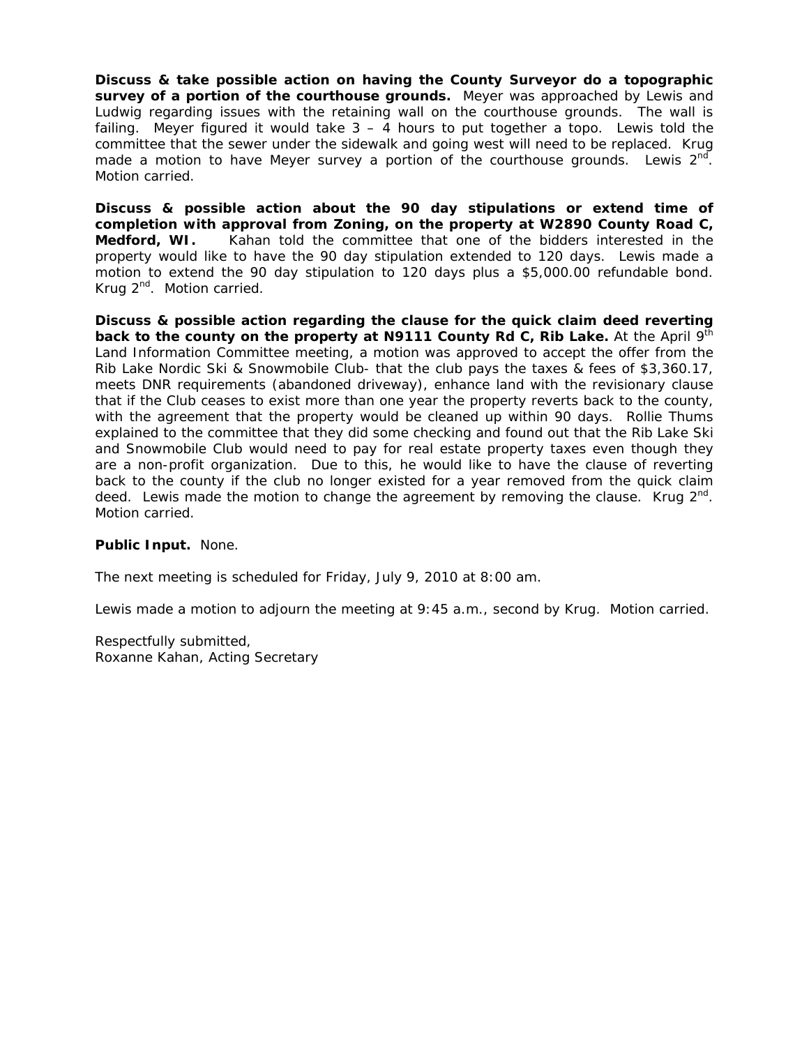**Discuss & take possible action on having the County Surveyor do a topographic survey of a portion of the courthouse grounds.** Meyer was approached by Lewis and Ludwig regarding issues with the retaining wall on the courthouse grounds. The wall is failing. Meyer figured it would take 3 – 4 hours to put together a topo. Lewis told the committee that the sewer under the sidewalk and going west will need to be replaced. Krug made a motion to have Meyer survey a portion of the courthouse grounds. Lewis 2nd. Motion carried.

**Discuss & possible action about the 90 day stipulations or extend time of completion with approval from Zoning, on the property at W2890 County Road C, Medford, WI.** Kahan told the committee that one of the bidders interested in the property would like to have the 90 day stipulation extended to 120 days. Lewis made a motion to extend the 90 day stipulation to 120 days plus a $5,000.00 refundable bond. Krug 2nd. Motion carried.

**Discuss & possible action regarding the clause for the quick claim deed reverting back to the county on the property at N9111 County Rd C, Rib Lake.** At the April 9th Land Information Committee meeting, a motion was approved to accept the offer from the Rib Lake Nordic Ski & Snowmobile Club- that the club pays the taxes & fees of $3,360.17, meets DNR requirements (abandoned driveway), enhance land with the revisionary clause that if the Club ceases to exist more than one year the property reverts back to the county, with the agreement that the property would be cleaned up within 90 days. Rollie Thums explained to the committee that they did some checking and found out that the Rib Lake Ski and Snowmobile Club would need to pay for real estate property taxes even though they are a non-profit organization. Due to this, he would like to have the clause of reverting back to the county if the club no longer existed for a year removed from the quick claim deed. Lewis made the motion to change the agreement by removing the clause. Krug 2nd. Motion carried.

**Public Input.** None.

The next meeting is scheduled for Friday, July 9, 2010 at 8:00 am.

Lewis made a motion to adjourn the meeting at 9:45 a.m., second by Krug. Motion carried.

Respectfully submitted,
Roxanne Kahan, Acting Secretary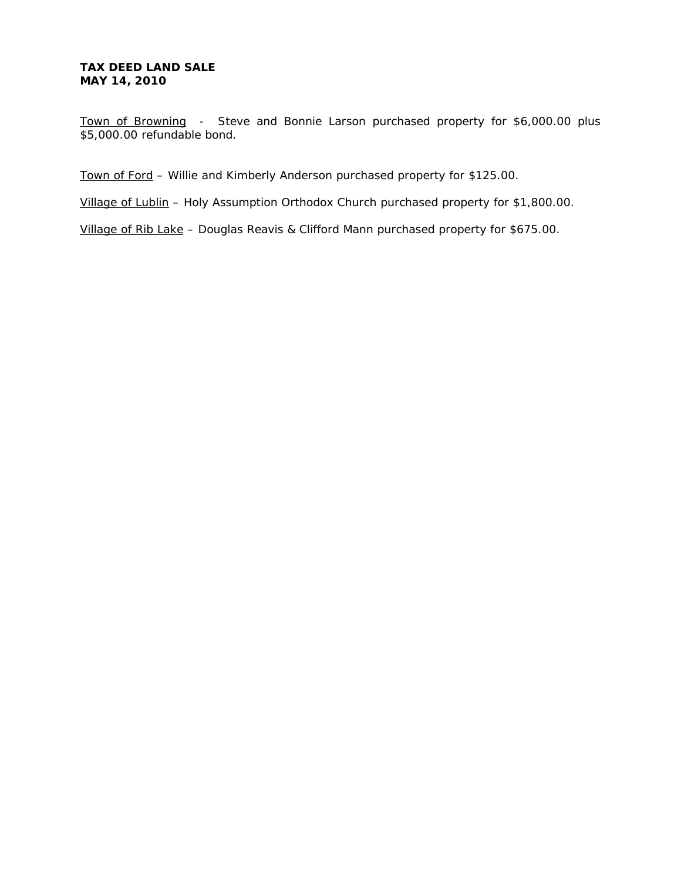**TAX DEED LAND SALE**
**MAY 14, 2010**

<u>Town of Browning</u> - Steve and Bonnie Larson purchased property for $6,000.00 plus $5,000.00 refundable bond.

<u>Town of Ford</u> – Willie and Kimberly Anderson purchased property for $125.00.

<u>Village of Lublin</u> – Holy Assumption Orthodox Church purchased property for $1,800.00.

<u>Village of Rib Lake</u> – Douglas Reavis & Clifford Mann purchased property for $675.00.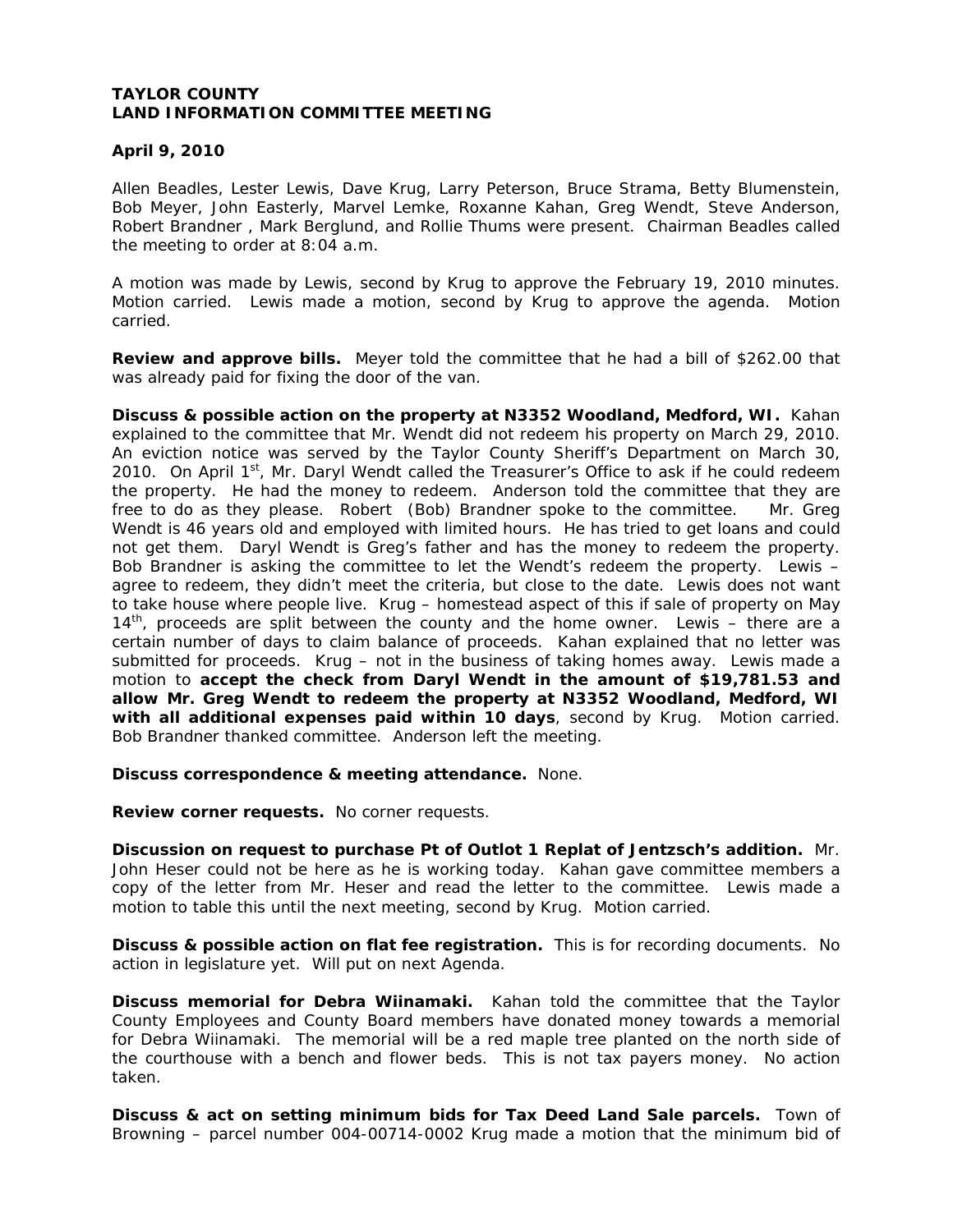**TAYLOR COUNTY**
**LAND INFORMATION COMMITTEE MEETING**

**April 9, 2010**

Allen Beadles, Lester Lewis, Dave Krug, Larry Peterson, Bruce Strama, Betty Blumenstein, Bob Meyer, John Easterly, Marvel Lemke, Roxanne Kahan, Greg Wendt, Steve Anderson, Robert Brandner , Mark Berglund, and Rollie Thums were present. Chairman Beadles called the meeting to order at 8:04 a.m.

A motion was made by Lewis, second by Krug to approve the February 19, 2010 minutes. Motion carried. Lewis made a motion, second by Krug to approve the agenda. Motion carried.

**Review and approve bills.** Meyer told the committee that he had a bill of $262.00 that was already paid for fixing the door of the van.

**Discuss & possible action on the property at N3352 Woodland, Medford, WI.** Kahan explained to the committee that Mr. Wendt did not redeem his property on March 29, 2010. An eviction notice was served by the Taylor County Sheriff's Department on March 30, 2010. On April 1st, Mr. Daryl Wendt called the Treasurer's Office to ask if he could redeem the property. He had the money to redeem. Anderson told the committee that they are free to do as they please. Robert (Bob) Brandner spoke to the committee. Mr. Greg Wendt is 46 years old and employed with limited hours. He has tried to get loans and could not get them. Daryl Wendt is Greg's father and has the money to redeem the property. Bob Brandner is asking the committee to let the Wendt's redeem the property. Lewis – agree to redeem, they didn't meet the criteria, but close to the date. Lewis does not want to take house where people live. Krug – homestead aspect of this if sale of property on May 14th, proceeds are split between the county and the home owner. Lewis – there are a certain number of days to claim balance of proceeds. Kahan explained that no letter was submitted for proceeds. Krug – not in the business of taking homes away. Lewis made a motion to **accept the check from Daryl Wendt in the amount of $19,781.53 and allow Mr. Greg Wendt to redeem the property at N3352 Woodland, Medford, WI with all additional expenses paid within 10 days**, second by Krug. Motion carried. Bob Brandner thanked committee. Anderson left the meeting.

**Discuss correspondence & meeting attendance.** None.

**Review corner requests.** No corner requests.

**Discussion on request to purchase Pt of Outlot 1 Replat of Jentzsch's addition.** Mr. John Heser could not be here as he is working today. Kahan gave committee members a copy of the letter from Mr. Heser and read the letter to the committee. Lewis made a motion to table this until the next meeting, second by Krug. Motion carried.

**Discuss & possible action on flat fee registration.** This is for recording documents. No action in legislature yet. Will put on next Agenda.

**Discuss memorial for Debra Wiinamaki.** Kahan told the committee that the Taylor County Employees and County Board members have donated money towards a memorial for Debra Wiinamaki. The memorial will be a red maple tree planted on the north side of the courthouse with a bench and flower beds. This is not tax payers money. No action taken.

**Discuss & act on setting minimum bids for Tax Deed Land Sale parcels.** Town of Browning – parcel number 004-00714-0002 Krug made a motion that the minimum bid of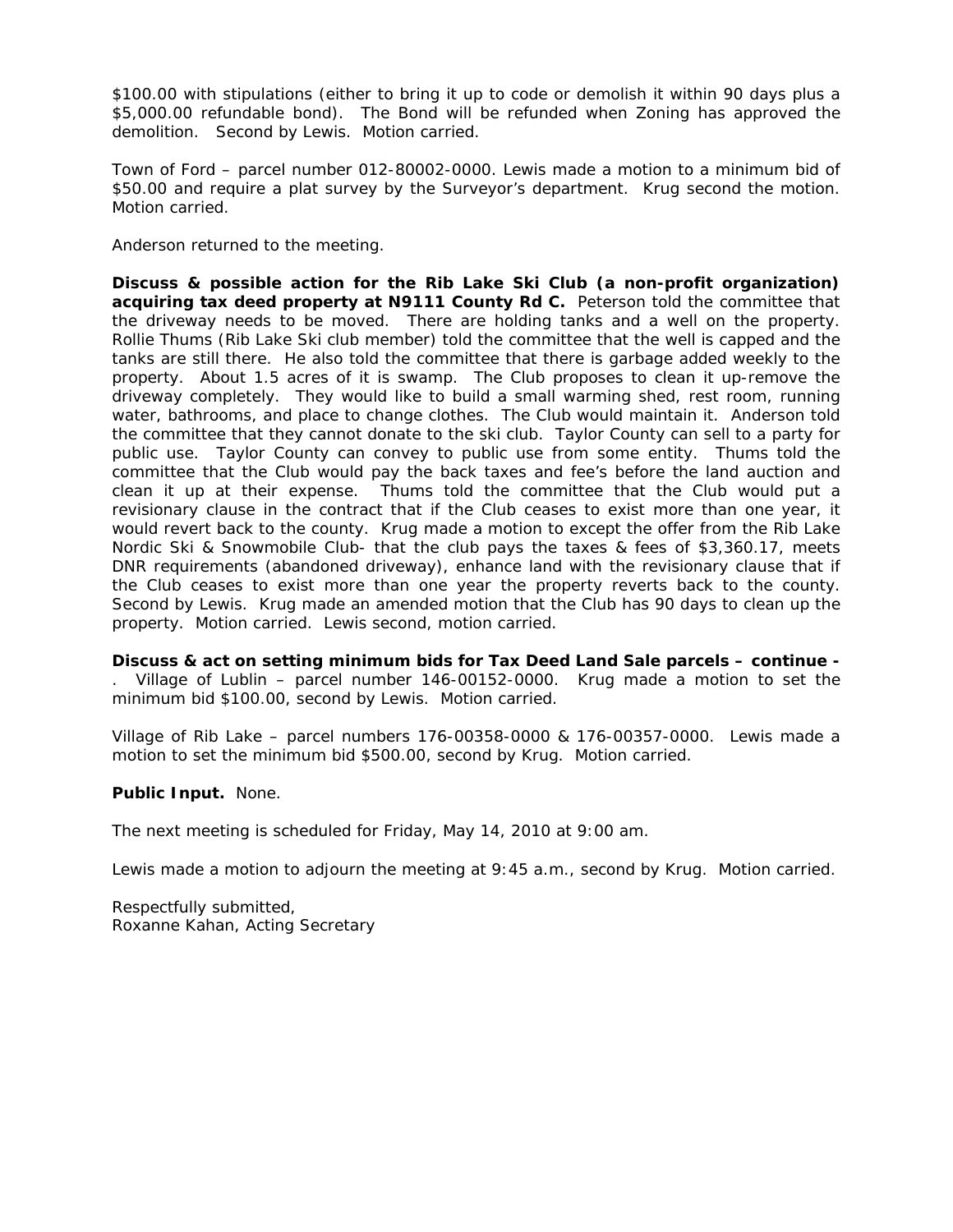$100.00 with stipulations (either to bring it up to code or demolish it within 90 days plus a $5,000.00 refundable bond). The Bond will be refunded when Zoning has approved the demolition. Second by Lewis. Motion carried.

Town of Ford – parcel number 012-80002-0000. Lewis made a motion to a minimum bid of $50.00 and require a plat survey by the Surveyor's department. Krug second the motion. Motion carried.

Anderson returned to the meeting.

**Discuss & possible action for the Rib Lake Ski Club (a non-profit organization) acquiring tax deed property at N9111 County Rd C.** Peterson told the committee that the driveway needs to be moved. There are holding tanks and a well on the property. Rollie Thums (Rib Lake Ski club member) told the committee that the well is capped and the tanks are still there. He also told the committee that there is garbage added weekly to the property. About 1.5 acres of it is swamp. The Club proposes to clean it up-remove the driveway completely. They would like to build a small warming shed, rest room, running water, bathrooms, and place to change clothes. The Club would maintain it. Anderson told the committee that they cannot donate to the ski club. Taylor County can sell to a party for public use. Taylor County can convey to public use from some entity. Thums told the committee that the Club would pay the back taxes and fee's before the land auction and clean it up at their expense. Thums told the committee that the Club would put a revisionary clause in the contract that if the Club ceases to exist more than one year, it would revert back to the county. Krug made a motion to except the offer from the Rib Lake Nordic Ski & Snowmobile Club- that the club pays the taxes & fees of $3,360.17, meets DNR requirements (abandoned driveway), enhance land with the revisionary clause that if the Club ceases to exist more than one year the property reverts back to the county. Second by Lewis. Krug made an amended motion that the Club has 90 days to clean up the property. Motion carried. Lewis second, motion carried.

**Discuss & act on setting minimum bids for Tax Deed Land Sale parcels – continue -** . Village of Lublin – parcel number 146-00152-0000. Krug made a motion to set the minimum bid $100.00, second by Lewis. Motion carried.

Village of Rib Lake – parcel numbers 176-00358-0000 & 176-00357-0000. Lewis made a motion to set the minimum bid $500.00, second by Krug. Motion carried.

**Public Input.** None.

The next meeting is scheduled for Friday, May 14, 2010 at 9:00 am.

Lewis made a motion to adjourn the meeting at 9:45 a.m., second by Krug. Motion carried.

Respectfully submitted,
Roxanne Kahan, Acting Secretary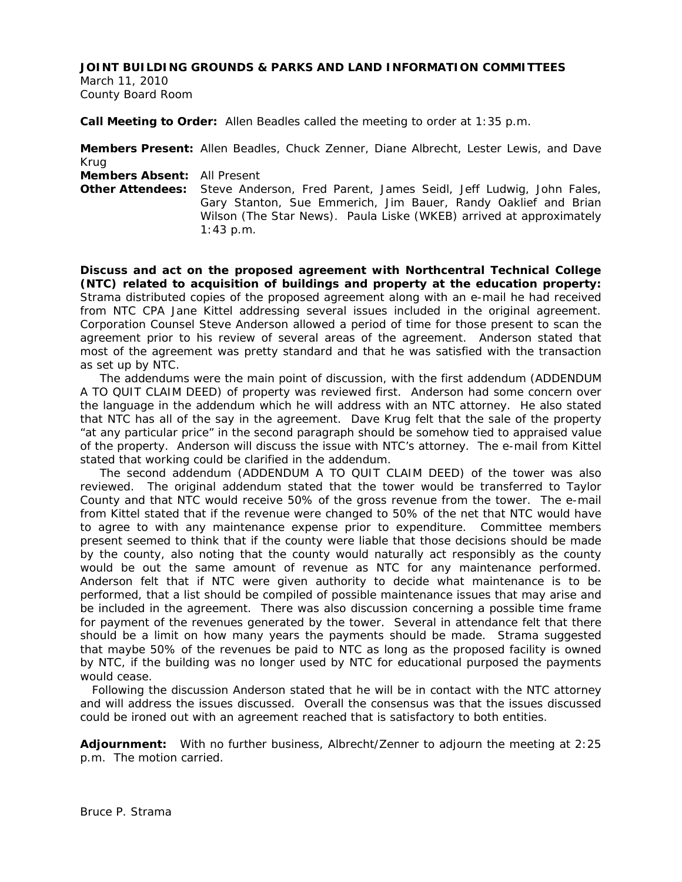**JOINT BUILDING GROUNDS & PARKS AND LAND INFORMATION COMMITTEES**
March 11, 2010
County Board Room

**Call Meeting to Order:** Allen Beadles called the meeting to order at 1:35 p.m.

**Members Present:** Allen Beadles, Chuck Zenner, Diane Albrecht, Lester Lewis, and Dave Krug
**Members Absent:** All Present
**Other Attendees:** Steve Anderson, Fred Parent, James Seidl, Jeff Ludwig, John Fales, Gary Stanton, Sue Emmerich, Jim Bauer, Randy Oaklief and Brian Wilson (The Star News). Paula Liske (WKEB) arrived at approximately 1:43 p.m.

**Discuss and act on the proposed agreement with Northcentral Technical College (NTC) related to acquisition of buildings and property at the education property:** Strama distributed copies of the proposed agreement along with an e-mail he had received from NTC CPA Jane Kittel addressing several issues included in the original agreement. Corporation Counsel Steve Anderson allowed a period of time for those present to scan the agreement prior to his review of several areas of the agreement. Anderson stated that most of the agreement was pretty standard and that he was satisfied with the transaction as set up by NTC.

The addendums were the main point of discussion, with the first addendum (ADDENDUM A TO QUIT CLAIM DEED) of property was reviewed first. Anderson had some concern over the language in the addendum which he will address with an NTC attorney. He also stated that NTC has all of the say in the agreement. Dave Krug felt that the sale of the property "at any particular price" in the second paragraph should be somehow tied to appraised value of the property. Anderson will discuss the issue with NTC's attorney. The e-mail from Kittel stated that working could be clarified in the addendum.

The second addendum (ADDENDUM A TO QUIT CLAIM DEED) of the tower was also reviewed. The original addendum stated that the tower would be transferred to Taylor County and that NTC would receive 50% of the gross revenue from the tower. The e-mail from Kittel stated that if the revenue were changed to 50% of the net that NTC would have to agree to with any maintenance expense prior to expenditure. Committee members present seemed to think that if the county were liable that those decisions should be made by the county, also noting that the county would naturally act responsibly as the county would be out the same amount of revenue as NTC for any maintenance performed. Anderson felt that if NTC were given authority to decide what maintenance is to be performed, that a list should be compiled of possible maintenance issues that may arise and be included in the agreement. There was also discussion concerning a possible time frame for payment of the revenues generated by the tower. Several in attendance felt that there should be a limit on how many years the payments should be made. Strama suggested that maybe 50% of the revenues be paid to NTC as long as the proposed facility is owned by NTC, if the building was no longer used by NTC for educational purposed the payments would cease.

Following the discussion Anderson stated that he will be in contact with the NTC attorney and will address the issues discussed. Overall the consensus was that the issues discussed could be ironed out with an agreement reached that is satisfactory to both entities.

**Adjournment:** With no further business, Albrecht/Zenner to adjourn the meeting at 2:25 p.m. The motion carried.

Bruce P. Strama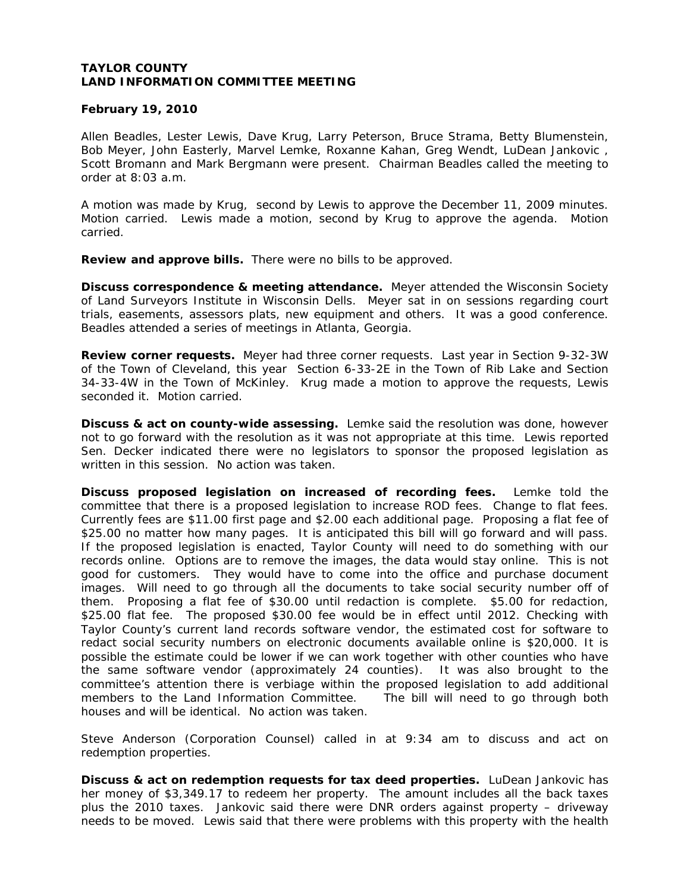**TAYLOR COUNTY**
**LAND INFORMATION COMMITTEE MEETING**

**February 19, 2010**

Allen Beadles, Lester Lewis, Dave Krug, Larry Peterson, Bruce Strama, Betty Blumenstein, Bob Meyer, John Easterly, Marvel Lemke, Roxanne Kahan, Greg Wendt, LuDean Jankovic , Scott Bromann and Mark Bergmann were present. Chairman Beadles called the meeting to order at 8:03 a.m.

A motion was made by Krug, second by Lewis to approve the December 11, 2009 minutes. Motion carried. Lewis made a motion, second by Krug to approve the agenda. Motion carried.

**Review and approve bills.** There were no bills to be approved.

**Discuss correspondence & meeting attendance.** Meyer attended the Wisconsin Society of Land Surveyors Institute in Wisconsin Dells. Meyer sat in on sessions regarding court trials, easements, assessors plats, new equipment and others. It was a good conference. Beadles attended a series of meetings in Atlanta, Georgia.

**Review corner requests.** Meyer had three corner requests. Last year in Section 9-32-3W of the Town of Cleveland, this year Section 6-33-2E in the Town of Rib Lake and Section 34-33-4W in the Town of McKinley. Krug made a motion to approve the requests, Lewis seconded it. Motion carried.

**Discuss & act on county-wide assessing.** Lemke said the resolution was done, however not to go forward with the resolution as it was not appropriate at this time. Lewis reported Sen. Decker indicated there were no legislators to sponsor the proposed legislation as written in this session. No action was taken.

**Discuss proposed legislation on increased of recording fees.** Lemke told the committee that there is a proposed legislation to increase ROD fees. Change to flat fees. Currently fees are $11.00 first page and $2.00 each additional page. Proposing a flat fee of $25.00 no matter how many pages. It is anticipated this bill will go forward and will pass. If the proposed legislation is enacted, Taylor County will need to do something with our records online. Options are to remove the images, the data would stay online. This is not good for customers. They would have to come into the office and purchase document images. Will need to go through all the documents to take social security number off of them. Proposing a flat fee of $30.00 until redaction is complete. $5.00 for redaction, $25.00 flat fee. The proposed $30.00 fee would be in effect until 2012. Checking with Taylor County's current land records software vendor, the estimated cost for software to redact social security numbers on electronic documents available online is $20,000. It is possible the estimate could be lower if we can work together with other counties who have the same software vendor (approximately 24 counties). It was also brought to the committee's attention there is verbiage within the proposed legislation to add additional members to the Land Information Committee. The bill will need to go through both houses and will be identical. No action was taken.

Steve Anderson (Corporation Counsel) called in at 9:34 am to discuss and act on redemption properties.

**Discuss & act on redemption requests for tax deed properties.** LuDean Jankovic has her money of $3,349.17 to redeem her property. The amount includes all the back taxes plus the 2010 taxes. Jankovic said there were DNR orders against property – driveway needs to be moved. Lewis said that there were problems with this property with the health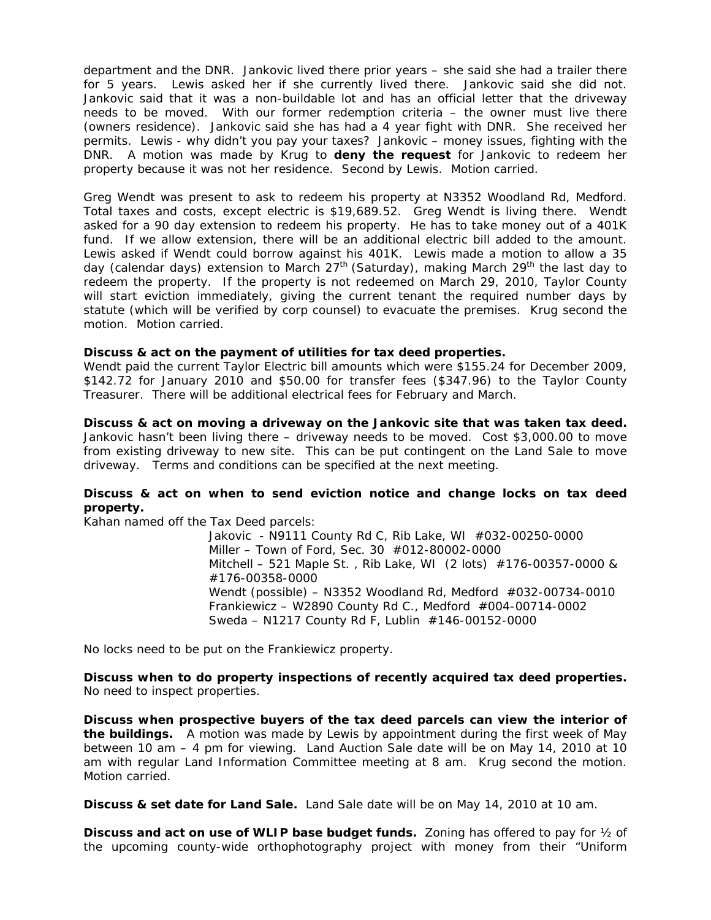department and the DNR. Jankovic lived there prior years – she said she had a trailer there for 5 years. Lewis asked her if she currently lived there. Jankovic said she did not. Jankovic said that it was a non-buildable lot and has an official letter that the driveway needs to be moved. With our former redemption criteria – the owner must live there (owners residence). Jankovic said she has had a 4 year fight with DNR. She received her permits. Lewis - why didn't you pay your taxes? Jankovic – money issues, fighting with the DNR. A motion was made by Krug to **deny the request** for Jankovic to redeem her property because it was not her residence. Second by Lewis. Motion carried.

Greg Wendt was present to ask to redeem his property at N3352 Woodland Rd, Medford. Total taxes and costs, except electric is $19,689.52. Greg Wendt is living there. Wendt asked for a 90 day extension to redeem his property. He has to take money out of a 401K fund. If we allow extension, there will be an additional electric bill added to the amount. Lewis asked if Wendt could borrow against his 401K. Lewis made a motion to allow a 35 day (calendar days) extension to March 27th (Saturday), making March 29th the last day to redeem the property. If the property is not redeemed on March 29, 2010, Taylor County will start eviction immediately, giving the current tenant the required number days by statute (which will be verified by corp counsel) to evacuate the premises. Krug second the motion. Motion carried.

**Discuss & act on the payment of utilities for tax deed properties.**
Wendt paid the current Taylor Electric bill amounts which were $155.24 for December 2009, $142.72 for January 2010 and $50.00 for transfer fees ($347.96) to the Taylor County Treasurer. There will be additional electrical fees for February and March.

**Discuss & act on moving a driveway on the Jankovic site that was taken tax deed.**
Jankovic hasn't been living there – driveway needs to be moved. Cost $3,000.00 to move from existing driveway to new site. This can be put contingent on the Land Sale to move driveway. Terms and conditions can be specified at the next meeting.

**Discuss & act on when to send eviction notice and change locks on tax deed property.**
Kahan named off the Tax Deed parcels:

Jakovic - N9111 County Rd C, Rib Lake, WI #032-00250-0000
Miller – Town of Ford, Sec. 30 #012-80002-0000
Mitchell – 521 Maple St. , Rib Lake, WI (2 lots) #176-00357-0000 & #176-00358-0000
Wendt (possible) – N3352 Woodland Rd, Medford #032-00734-0010
Frankiewicz – W2890 County Rd C., Medford #004-00714-0002
Sweda – N1217 County Rd F, Lublin #146-00152-0000

No locks need to be put on the Frankiewicz property.

**Discuss when to do property inspections of recently acquired tax deed properties.** No need to inspect properties.

**Discuss when prospective buyers of the tax deed parcels can view the interior of the buildings.** A motion was made by Lewis by appointment during the first week of May between 10 am – 4 pm for viewing. Land Auction Sale date will be on May 14, 2010 at 10 am with regular Land Information Committee meeting at 8 am. Krug second the motion. Motion carried.

**Discuss & set date for Land Sale.** Land Sale date will be on May 14, 2010 at 10 am.

**Discuss and act on use of WLIP base budget funds.** Zoning has offered to pay for ½ of the upcoming county-wide orthophotography project with money from their "Uniform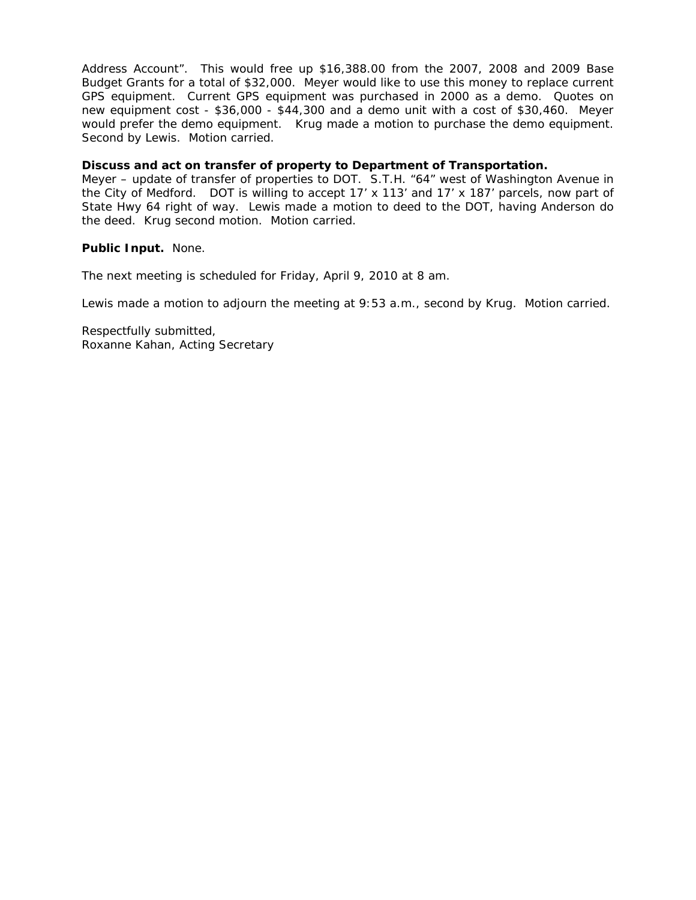Address Account". This would free up $16,388.00 from the 2007, 2008 and 2009 Base Budget Grants for a total of $32,000. Meyer would like to use this money to replace current GPS equipment. Current GPS equipment was purchased in 2000 as a demo. Quotes on new equipment cost - $36,000 - $44,300 and a demo unit with a cost of $30,460. Meyer would prefer the demo equipment. Krug made a motion to purchase the demo equipment. Second by Lewis. Motion carried.

**Discuss and act on transfer of property to Department of Transportation.**
Meyer – update of transfer of properties to DOT. S.T.H. "64" west of Washington Avenue in the City of Medford. DOT is willing to accept 17' x 113' and 17' x 187' parcels, now part of State Hwy 64 right of way. Lewis made a motion to deed to the DOT, having Anderson do the deed. Krug second motion. Motion carried.

**Public Input.** None.

The next meeting is scheduled for Friday, April 9, 2010 at 8 am.

Lewis made a motion to adjourn the meeting at 9:53 a.m., second by Krug. Motion carried.

Respectfully submitted,
Roxanne Kahan, Acting Secretary